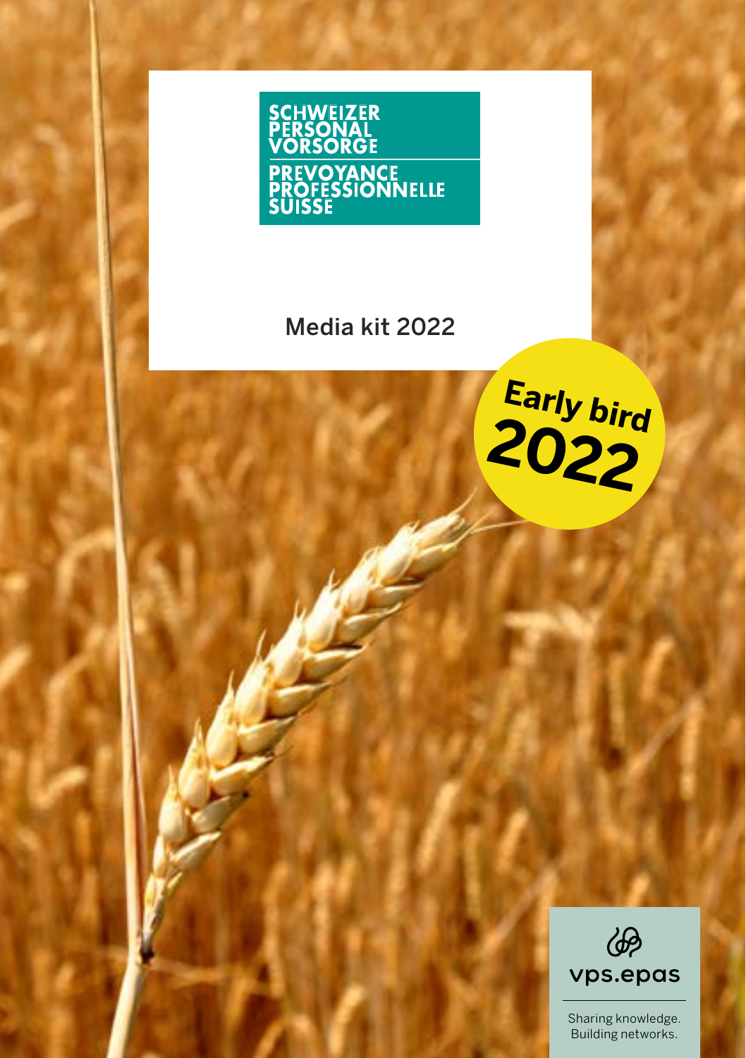SCHWEIZER PERSONAL VORSORGE

PREVOYANCE PROFESSIONNELLE SUISSE

# Media kit 2022

Early bird 2022

vps.epas

Sharing knowledge.
Building networks.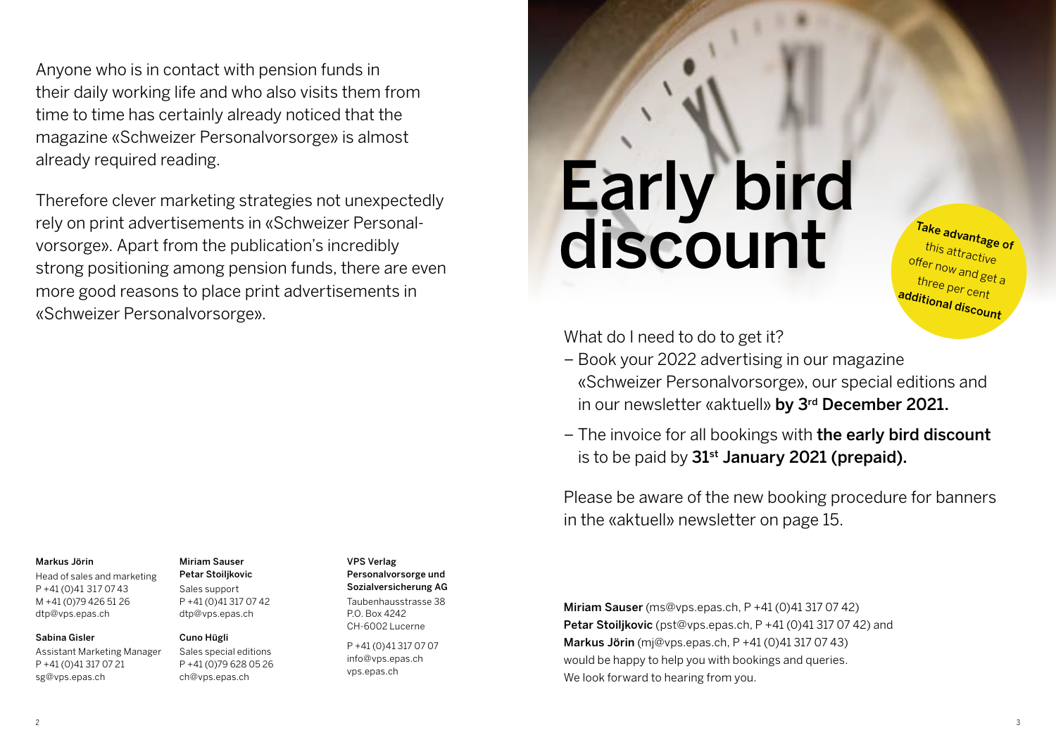Anyone who is in contact with pension funds in their daily working life and who also visits them from time to time has certainly already noticed that the magazine «Schweizer Personalvorsorge» is almost already required reading.

Therefore clever marketing strategies not unexpectedly rely on print advertisements in «Schweizer Personalvorsorge». Apart from the publication's incredibly strong positioning among pension funds, there are even more good reasons to place print advertisements in «Schweizer Personalvorsorge».

**Markus Jörin**
Head of sales and marketing
P +41 (0)41 317 07 43
M +41 (0)79 426 51 26
dtp@vps.epas.ch

**Sabina Gisler**
Assistant Marketing Manager
P +41 (0)41 317 07 21
sg@vps.epas.ch

**Miriam Sauser**
**Petar Stoiljkovic**
Sales support
P +41 (0)41 317 07 42
dtp@vps.epas.ch

**Cuno Hügli**
Sales special editions
P +41 (0)79 628 05 26
ch@vps.epas.ch

**VPS Verlag Personalvorsorge und Sozialversicherung AG**
Taubenhausstrasse 38
P.O. Box 4242
CH-6002 Lucerne

P +41 (0)41 317 07 07
info@vps.epas.ch
vps.epas.ch

# Early bird discount

**Take advantage of** this attractive offer now and get a three per cent **additional discount**

What do I need to do to get it?

- Book your 2022 advertising in our magazine «Schweizer Personalvorsorge», our special editions and in our newsletter «aktuell» **by 3rd December 2021.**
- The invoice for all bookings with **the early bird discount** is to be paid by **31st January 2021 (prepaid).**

Please be aware of the new booking procedure for banners in the «aktuell» newsletter on page 15.

**Miriam Sauser** (ms@vps.epas.ch, P +41 (0)41 317 07 42)
**Petar Stoiljkovic** (pst@vps.epas.ch, P +41 (0)41 317 07 42) and
**Markus Jörin** (mj@vps.epas.ch, P +41 (0)41 317 07 43)
would be happy to help you with bookings and queries.
We look forward to hearing from you.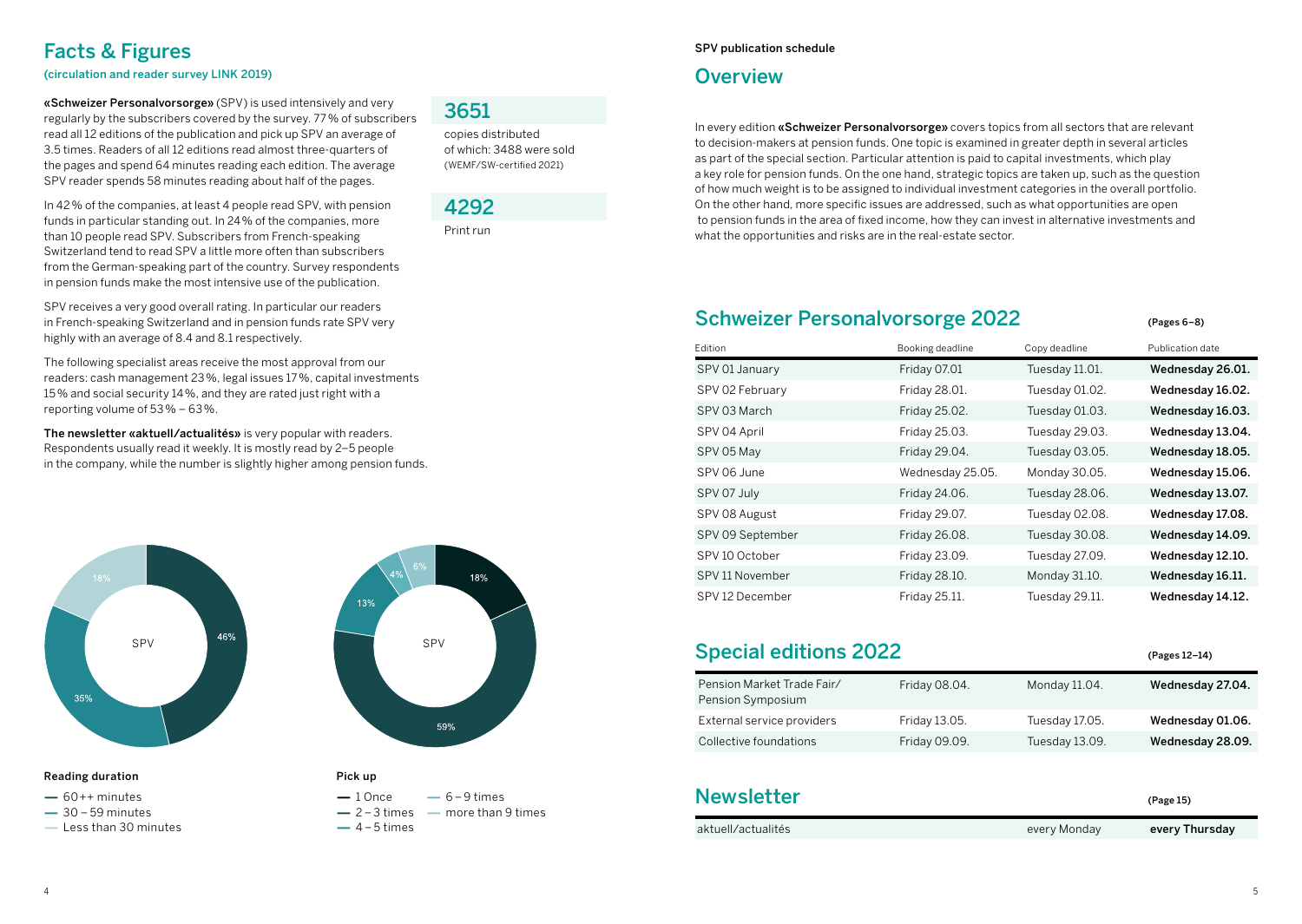## Facts & Figures

**(circulation and reader survey LINK 2019)**

**«Schweizer Personalvorsorge»** (SPV) is used intensively and very regularly by the subscribers covered by the survey. 77 % of subscribers read all 12 editions of the publication and pick up SPV an average of 3.5 times. Readers of all 12 editions read almost three-quarters of the pages and spend 64 minutes reading each edition. The average SPV reader spends 58 minutes reading about half of the pages.

In 42 % of the companies, at least 4 people read SPV, with pension funds in particular standing out. In 24 % of the companies, more than 10 people read SPV. Subscribers from French-speaking Switzerland tend to read SPV a little more often than subscribers from the German-speaking part of the country. Survey respondents in pension funds make the most intensive use of the publication.

SPV receives a very good overall rating. In particular our readers in French-speaking Switzerland and in pension funds rate SPV very highly with an average of 8.4 and 8.1 respectively.

The following specialist areas receive the most approval from our readers: cash management 23 %, legal issues 17 %, capital investments 15 % and social security 14 %, and they are rated just right with a reporting volume of 53 % – 63 %.

**The newsletter «aktuell/actualités»** is very popular with readers. Respondents usually read it weekly. It is mostly read by 2–5 people in the company, while the number is slightly higher among pension funds.

**3651**

copies distributed
of which: 3488 were sold
(WEMF/SW-certified 2021)

**4292**

Print run

**Reading duration** (SPV)

- 60++ minutes: 46%
- 30 – 59 minutes: 35%
- Less than 30 minutes: 18%

**Pick up** (SPV)

- 1 Once: 18%
- 2 – 3 times: 59%
- 4 – 5 times: 13%
- 6 – 9 times: 4%
- more than 9 times: 6%

SPV publication schedule

## Overview

In every edition **«Schweizer Personalvorsorge»** covers topics from all sectors that are relevant to decision-makers at pension funds. One topic is examined in greater depth in several articles as part of the special section. Particular attention is paid to capital investments, which play a key role for pension funds. On the one hand, strategic topics are taken up, such as the question of how much weight is to be assigned to individual investment categories in the overall portfolio. On the other hand, more specific issues are addressed, such as what opportunities are open to pension funds in the area of fixed income, how they can invest in alternative investments and what the opportunities and risks are in the real-estate sector.

## Schweizer Personalvorsorge 2022

**(Pages 6–8)**

| Edition | Booking deadline | Copy deadline | Publication date |
| --- | --- | --- | --- |
| SPV 01 January | Friday 07.01 | Tuesday 11.01. | **Wednesday 26.01.** |
| SPV 02 February | Friday 28.01. | Tuesday 01.02. | **Wednesday 16.02.** |
| SPV 03 March | Friday 25.02. | Tuesday 01.03. | **Wednesday 16.03.** |
| SPV 04 April | Friday 25.03. | Tuesday 29.03. | **Wednesday 13.04.** |
| SPV 05 May | Friday 29.04. | Tuesday 03.05. | **Wednesday 18.05.** |
| SPV 06 June | Wednesday 25.05. | Monday 30.05. | **Wednesday 15.06.** |
| SPV 07 July | Friday 24.06. | Tuesday 28.06. | **Wednesday 13.07.** |
| SPV 08 August | Friday 29.07. | Tuesday 02.08. | **Wednesday 17.08.** |
| SPV 09 September | Friday 26.08. | Tuesday 30.08. | **Wednesday 14.09.** |
| SPV 10 October | Friday 23.09. | Tuesday 27.09. | **Wednesday 12.10.** |
| SPV 11 November | Friday 28.10. | Monday 31.10. | **Wednesday 16.11.** |
| SPV 12 December | Friday 25.11. | Tuesday 29.11. | **Wednesday 14.12.** |

## Special editions 2022

**(Pages 12–14)**

| Edition | Booking deadline | Copy deadline | Publication date |
| --- | --- | --- | --- |
| Pension Market Trade Fair/ Pension Symposium | Friday 08.04. | Monday 11.04. | **Wednesday 27.04.** |
| External service providers | Friday 13.05. | Tuesday 17.05. | **Wednesday 01.06.** |
| Collective foundations | Friday 09.09. | Tuesday 13.09. | **Wednesday 28.09.** |

## Newsletter

**(Page 15)**

| Edition | | Copy deadline | Publication date |
| --- | --- | --- | --- |
| aktuell/actualités | | every Monday | **every Thursday** |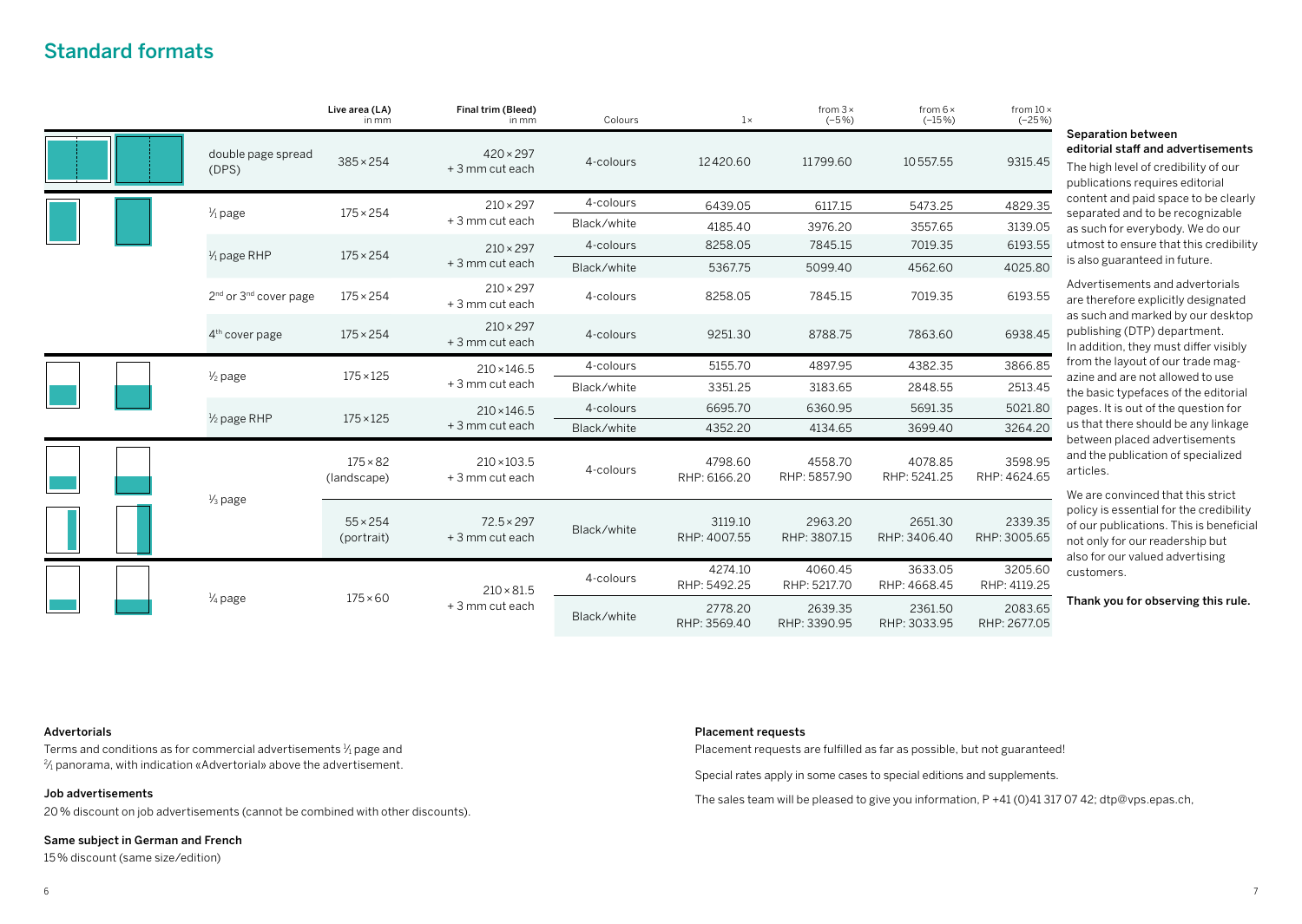## Standard formats

| | Live area (LA) in mm | Final trim (Bleed) in mm | Colours | 1× | from 3× (–5%) | from 6× (–15%) | from 10× (–25%) |
|---|---|---|---|---|---|---|---|
| double page spread (DPS) | 385×254 | 420×297 + 3 mm cut each | 4-colours | 12420.60 | 11799.60 | 10557.55 | 9315.45 |
| 1/1 page | 175×254 | 210×297 + 3 mm cut each | 4-colours | 6439.05 | 6117.15 | 5473.25 | 4829.35 |
| | | | Black/white | 4185.40 | 3976.20 | 3557.65 | 3139.05 |
| 1/1 page RHP | 175×254 | 210×297 + 3 mm cut each | 4-colours | 8258.05 | 7845.15 | 7019.35 | 6193.55 |
| | | | Black/white | 5367.75 | 5099.40 | 4562.60 | 4025.80 |
| 2nd or 3rd cover page | 175×254 | 210×297 + 3 mm cut each | 4-colours | 8258.05 | 7845.15 | 7019.35 | 6193.55 |
| 4th cover page | 175×254 | 210×297 + 3 mm cut each | 4-colours | 9251.30 | 8788.75 | 7863.60 | 6938.45 |
| 1/2 page | 175×125 | 210×146.5 + 3 mm cut each | 4-colours | 5155.70 | 4897.95 | 4382.35 | 3866.85 |
| | | | Black/white | 3351.25 | 3183.65 | 2848.55 | 2513.45 |
| 1/2 page RHP | 175×125 | 210×146.5 + 3 mm cut each | 4-colours | 6695.70 | 6360.95 | 5691.35 | 5021.80 |
| | | | Black/white | 4352.20 | 4134.65 | 3699.40 | 3264.20 |
| 1/3 page | 175×82 (landscape) | 210×103.5 + 3 mm cut each | 4-colours | 4798.60 RHP: 6166.20 | 4558.70 RHP: 5857.90 | 4078.85 RHP: 5241.25 | 3598.95 RHP: 4624.65 |
| | 55×254 (portrait) | 72.5×297 + 3 mm cut each | Black/white | 3119.10 RHP: 4007.55 | 2963.20 RHP: 3807.15 | 2651.30 RHP: 3406.40 | 2339.35 RHP: 3005.65 |
| 1/4 page | 175×60 | 210×81.5 + 3 mm cut each | 4-colours | 4274.10 RHP: 5492.25 | 4060.45 RHP: 5217.70 | 3633.05 RHP: 4668.45 | 3205.60 RHP: 4119.25 |
| | | | Black/white | 2778.20 RHP: 3569.40 | 2639.35 RHP: 3390.95 | 2361.50 RHP: 3033.95 | 2083.65 RHP: 2677.05 |

### Separation between editorial staff and advertisements

The high level of credibility of our publications requires editorial content and paid space to be clearly separated and to be recognizable as such for everybody. We do our utmost to ensure that this credibility is also guaranteed in future.

Advertisements and advertorials are therefore explicitly designated as such and marked by our desktop publishing (DTP) department. In addition, they must differ visibly from the layout of our trade magazine and are not allowed to use the basic typefaces of the editorial pages. It is out of the question for us that there should be any linkage between placed advertisements and the publication of specialized articles.

We are convinced that this strict policy is essential for the credibility of our publications. This is beneficial not only for our readership but also for our valued advertising customers.

**Thank you for observing this rule.**

#### Advertorials

Terms and conditions as for commercial advertisements 1/1 page and 2/1 panorama, with indication «Advertorial» above the advertisement.

#### Job advertisements

20% discount on job advertisements (cannot be combined with other discounts).

#### Same subject in German and French

15% discount (same size/edition)

#### Placement requests

Placement requests are fulfilled as far as possible, but not guaranteed!

Special rates apply in some cases to special editions and supplements.

The sales team will be pleased to give you information, P +41 (0)41 317 07 42; dtp@vps.epas.ch,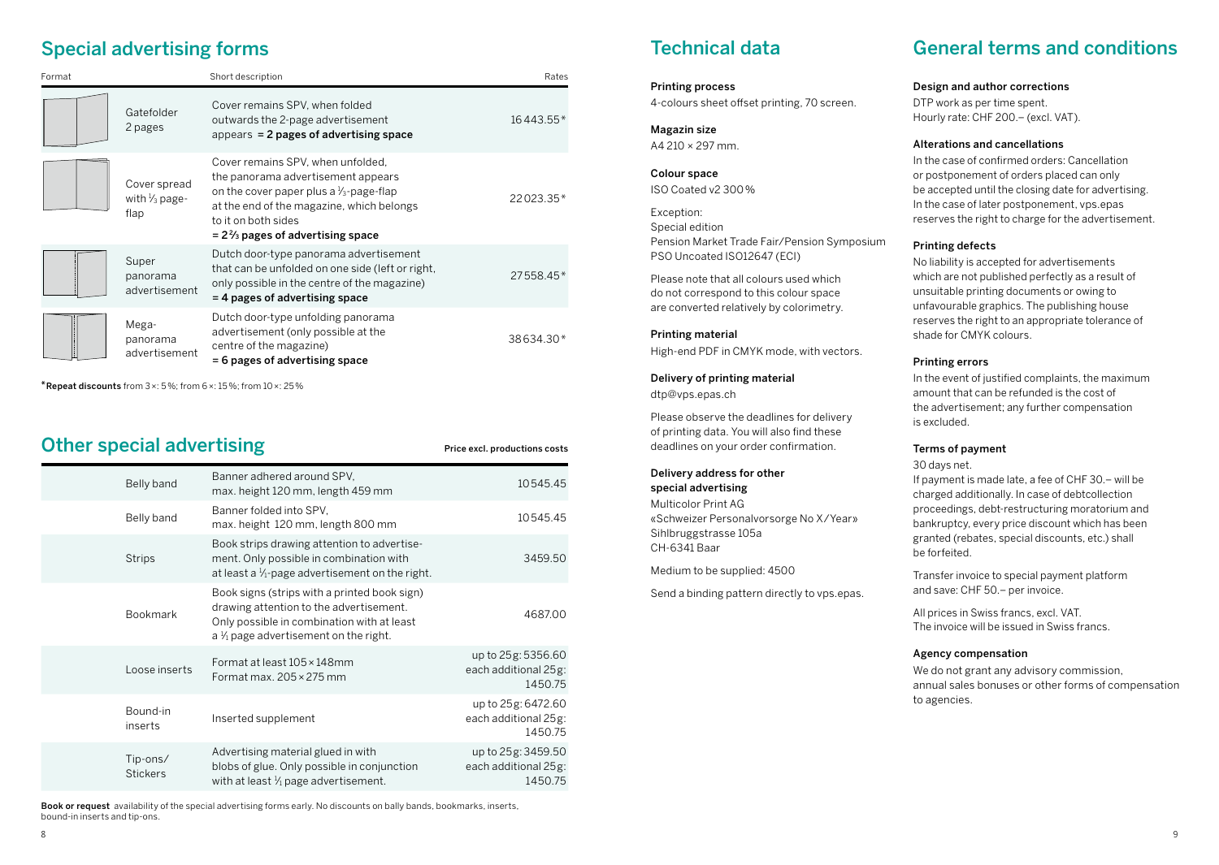## Special advertising forms

| Format | | Short description | Rates |
|---|---|---|---|
| | Gatefolder 2 pages | Cover remains SPV, when folded outwards the 2-page advertisement appears **= 2 pages of advertising space** | 16443.55* |
| | Cover spread with ⅓ page-flap | Cover remains SPV, when unfolded, the panorama advertisement appears on the cover paper plus a ⅓-page-flap at the end of the magazine, which belongs to it on both sides **= 2⅔ pages of advertising space** | 22023.35* |
| | Super panorama advertisement | Dutch door-type panorama advertisement that can be unfolded on one side (left or right, only possible in the centre of the magazine) **= 4 pages of advertising space** | 27558.45* |
| | Mega-panorama advertisement | Dutch door-type unfolding panorama advertisement (only possible at the centre of the magazine) **= 6 pages of advertising space** | 38634.30* |

***Repeat discounts** from 3×: 5%; from 6×: 15%; from 10×: 25%

## Other special advertising

**Price excl. productions costs**

| | | |
|---|---|---|
| Belly band | Banner adhered around SPV, max. height 120 mm, length 459 mm | 10545.45 |
| Belly band | Banner folded into SPV, max. height 120 mm, length 800 mm | 10545.45 |
| Strips | Book strips drawing attention to advertisement. Only possible in combination with at least a ⅟₁-page advertisement on the right. | 3459.50 |
| Bookmark | Book signs (strips with a printed book sign) drawing attention to the advertisement. Only possible in combination with at least a ⅟₁ page advertisement on the right. | 4687.00 |
| Loose inserts | Format at least 105×148mm Format max. 205×275 mm | up to 25g: 5356.60 each additional 25g: 1450.75 |
| Bound-in inserts | Inserted supplement | up to 25g: 6472.60 each additional 25g: 1450.75 |
| Tip-ons/ Stickers | Advertising material glued in with blobs of glue. Only possible in conjunction with at least ⅟₁ page advertisement. | up to 25g: 3459.50 each additional 25g: 1450.75 |

**Book or request** availability of the special advertising forms early. No discounts on bally bands, bookmarks, inserts, bound-in inserts and tip-ons.

## Technical data

**Printing process**
4-colours sheet offset printing, 70 screen.

**Magazin size**
A4 210 × 297 mm.

**Colour space**
ISO Coated v2 300%

Exception:
Special edition
Pension Market Trade Fair/Pension Symposium
PSO Uncoated ISO12647 (ECI)

Please note that all colours used which do not correspond to this colour space are converted relatively by colorimetry.

**Printing material**
High-end PDF in CMYK mode, with vectors.

**Delivery of printing material**
dtp@vps.epas.ch

Please observe the deadlines for delivery of printing data. You will also find these deadlines on your order confirmation.

**Delivery address for other special advertising**
Multicolor Print AG
«Schweizer Personalvorsorge No X/Year»
Sihlbruggstrasse 105a
CH-6341 Baar

Medium to be supplied: 4500

Send a binding pattern directly to vps.epas.

## General terms and conditions

**Design and author corrections**
DTP work as per time spent.
Hourly rate: CHF 200.– (excl. VAT).

**Alterations and cancellations**
In the case of confirmed orders: Cancellation or postponement of orders placed can only be accepted until the closing date for advertising. In the case of later postponement, vps.epas reserves the right to charge for the advertisement.

**Printing defects**
No liability is accepted for advertisements which are not published perfectly as a result of unsuitable printing documents or owing to unfavourable graphics. The publishing house reserves the right to an appropriate tolerance of shade for CMYK colours.

**Printing errors**
In the event of justified complaints, the maximum amount that can be refunded is the cost of the advertisement; any further compensation is excluded.

**Terms of payment**
30 days net.
If payment is made late, a fee of CHF 30.– will be charged additionally. In case of debtcollection proceedings, debt-restructuring moratorium and bankruptcy, every price discount which has been granted (rebates, special discounts, etc.) shall be forfeited.

Transfer invoice to special payment platform and save: CHF 50.– per invoice.

All prices in Swiss francs, excl. VAT.
The invoice will be issued in Swiss francs.

**Agency compensation**
We do not grant any advisory commission, annual sales bonuses or other forms of compensation to agencies.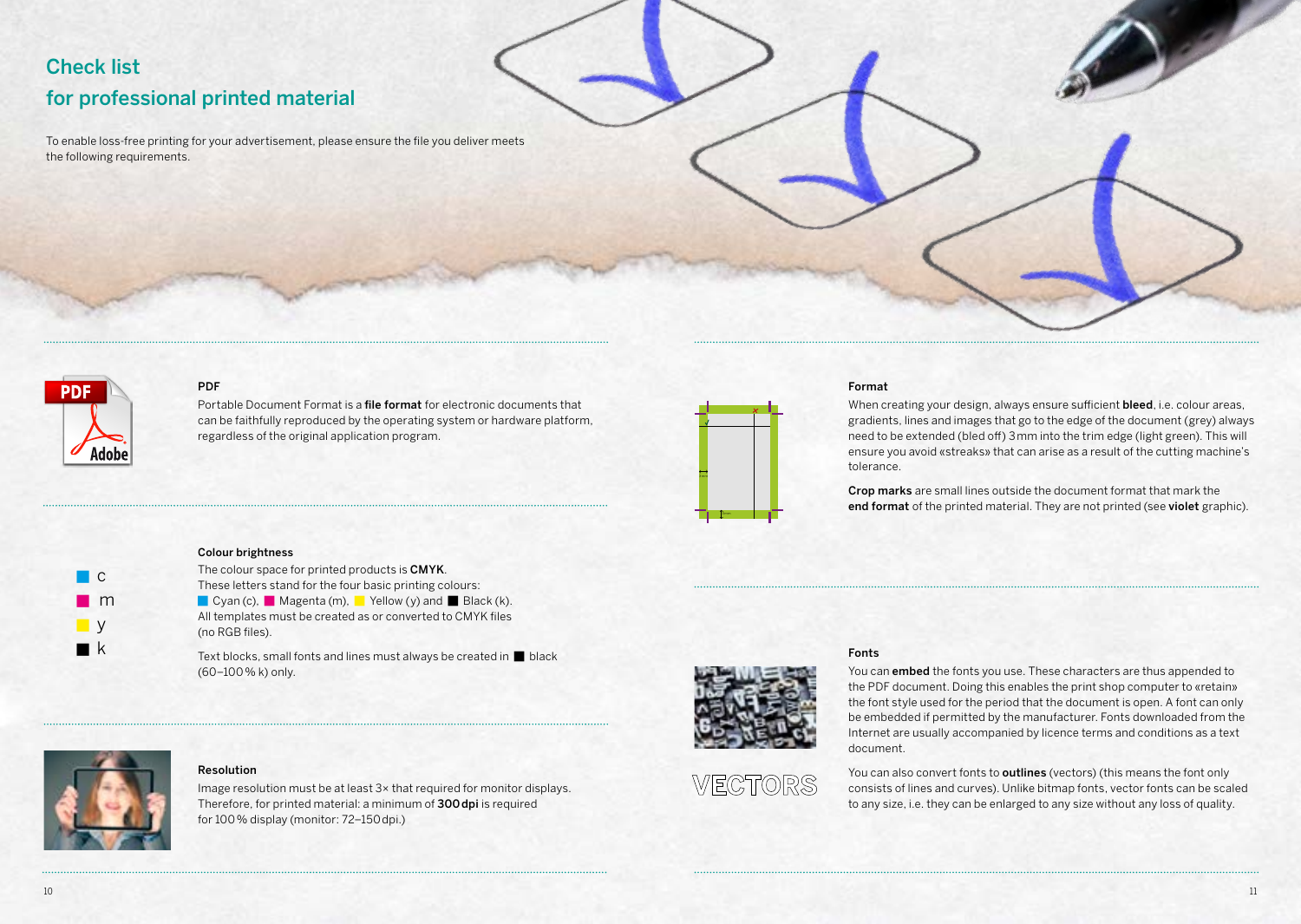# Check list
## for professional printed material

To enable loss-free printing for your advertisement, please ensure the file you deliver meets the following requirements.

### PDF

Portable Document Format is a **file format** for electronic documents that can be faithfully reproduced by the operating system or hardware platform, regardless of the original application program.

### Colour brightness

The colour space for printed products is **CMYK**.
These letters stand for the four basic printing colours:
Cyan (c), Magenta (m), Yellow (y) and Black (k).
All templates must be created as or converted to CMYK files (no RGB files).

Text blocks, small fonts and lines must always be created in black (60–100 % k) only.

### Resolution

Image resolution must be at least 3× that required for monitor displays. Therefore, for printed material: a minimum of **300 dpi** is required for 100 % display (monitor: 72–150 dpi.)

### Format

When creating your design, always ensure sufficient **bleed**, i.e. colour areas, gradients, lines and images that go to the edge of the document (grey) always need to be extended (bled off) 3 mm into the trim edge (light green). This will ensure you avoid «streaks» that can arise as a result of the cutting machine's tolerance.

**Crop marks** are small lines outside the document format that mark the **end format** of the printed material. They are not printed (see **violet** graphic).

### Fonts

You can **embed** the fonts you use. These characters are thus appended to the PDF document. Doing this enables the print shop computer to «retain» the font style used for the period that the document is open. A font can only be embedded if permitted by the manufacturer. Fonts downloaded from the Internet are usually accompanied by licence terms and conditions as a text document.

You can also convert fonts to **outlines** (vectors) (this means the font only consists of lines and curves). Unlike bitmap fonts, vector fonts can be scaled to any size, i.e. they can be enlarged to any size without any loss of quality.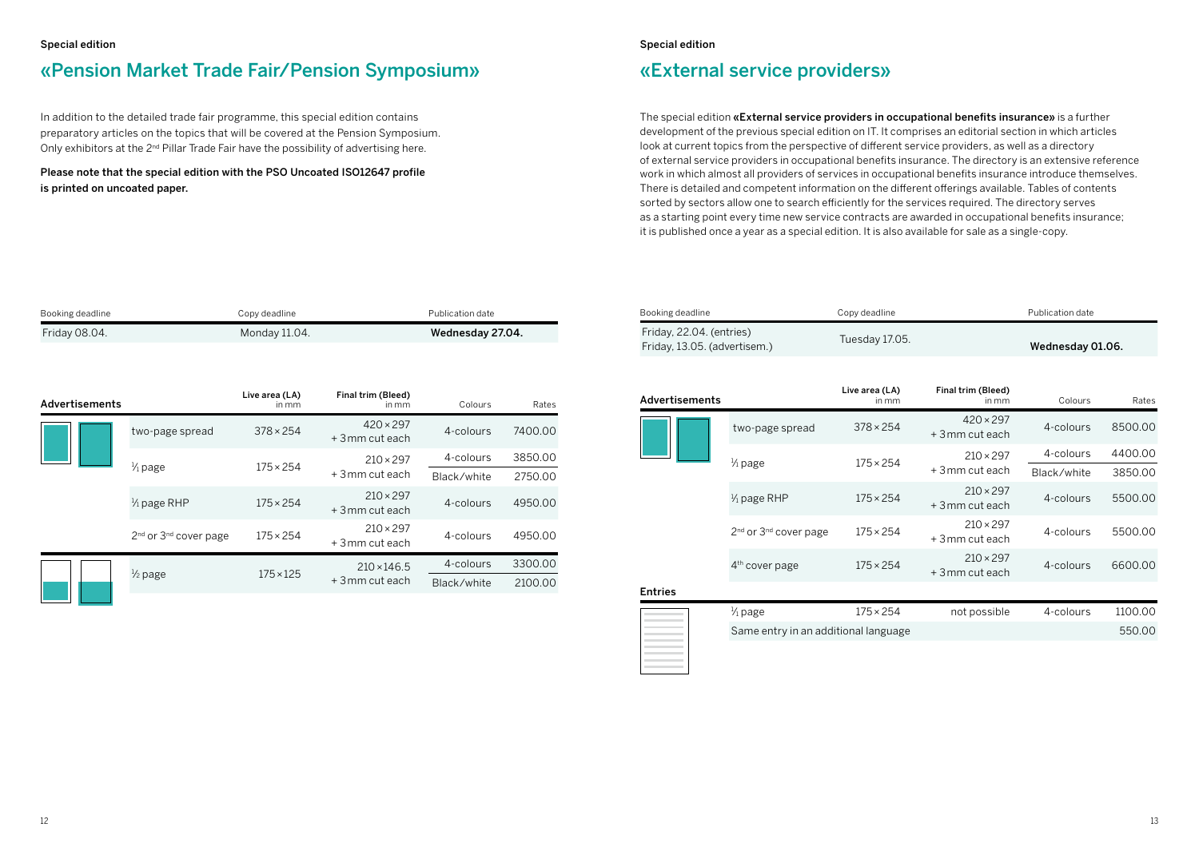Special edition

## «Pension Market Trade Fair/Pension Symposium»

In addition to the detailed trade fair programme, this special edition contains preparatory articles on the topics that will be covered at the Pension Symposium. Only exhibitors at the 2nd Pillar Trade Fair have the possibility of advertising here.

**Please note that the special edition with the PSO Uncoated ISO12647 profile is printed on uncoated paper.**

| Booking deadline | Copy deadline | Publication date |
|---|---|---|
| Friday 08.04. | Monday 11.04. | **Wednesday 27.04.** |

| Advertisements | Live area (LA) in mm | Final trim (Bleed) in mm | Colours | Rates |
|---|---|---|---|---|
| two-page spread | 378 × 254 | 420 × 297 + 3 mm cut each | 4-colours | 7400.00 |
| 1/1 page | 175 × 254 | 210 × 297 + 3 mm cut each | 4-colours | 3850.00 |
| | | | Black/white | 2750.00 |
| 1/1 page RHP | 175 × 254 | 210 × 297 + 3 mm cut each | 4-colours | 4950.00 |
| 2nd or 3nd cover page | 175 × 254 | 210 × 297 + 3 mm cut each | 4-colours | 4950.00 |
| ½ page | 175 × 125 | 210 × 146.5 + 3 mm cut each | 4-colours | 3300.00 |
| | | | Black/white | 2100.00 |

Special edition

## «External service providers»

The special edition **«External service providers in occupational benefits insurance»** is a further development of the previous special edition on IT. It comprises an editorial section in which articles look at current topics from the perspective of different service providers, as well as a directory of external service providers in occupational benefits insurance. The directory is an extensive reference work in which almost all providers of services in occupational benefits insurance introduce themselves. There is detailed and competent information on the different offerings available. Tables of contents sorted by sectors allow one to search efficiently for the services required. The directory serves as a starting point every time new service contracts are awarded in occupational benefits insurance; it is published once a year as a special edition. It is also available for sale as a single-copy.

| Booking deadline | Copy deadline | Publication date |
|---|---|---|
| Friday, 22.04. (entries)<br>Friday, 13.05. (advertisem.) | Tuesday 17.05. | **Wednesday 01.06.** |

| Advertisements | Live area (LA) in mm | Final trim (Bleed) in mm | Colours | Rates |
|---|---|---|---|---|
| two-page spread | 378 × 254 | 420 × 297 + 3 mm cut each | 4-colours | 8500.00 |
| 1/1 page | 175 × 254 | 210 × 297 + 3 mm cut each | 4-colours | 4400.00 |
| | | | Black/white | 3850.00 |
| 1/1 page RHP | 175 × 254 | 210 × 297 + 3 mm cut each | 4-colours | 5500.00 |
| 2nd or 3nd cover page | 175 × 254 | 210 × 297 + 3 mm cut each | 4-colours | 5500.00 |
| 4th cover page | 175 × 254 | 210 × 297 + 3 mm cut each | 4-colours | 6600.00 |
| **Entries** | | | | |
| 1/1 page | 175 × 254 | not possible | 4-colours | 1100.00 |
| Same entry in an additional language | | | | 550.00 |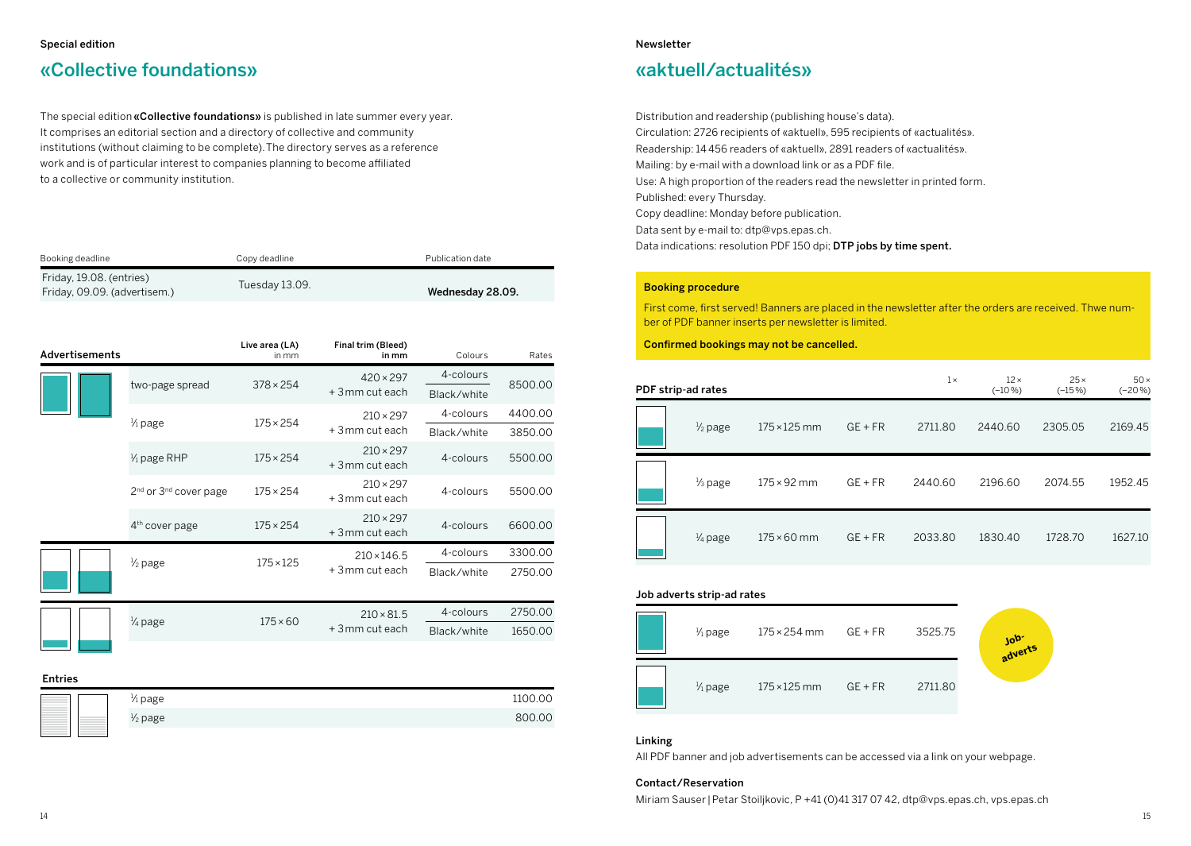Special edition

# «Collective foundations»

The special edition **«Collective foundations»** is published in late summer every year. It comprises an editorial section and a directory of collective and community institutions (without claiming to be complete). The directory serves as a reference work and is of particular interest to companies planning to become affiliated to a collective or community institution.

| Booking deadline | Copy deadline | Publication date |
|---|---|---|
| Friday, 19.08. (entries)<br>Friday, 09.09. (advertisem.) | Tuesday 13.09. | **Wednesday 28.09.** |

| **Advertisements** | Live area (LA) in mm | Final trim (Bleed) in mm | Colours | Rates |
|---|---|---|---|---|
| two-page spread | 378 × 254 | 420 × 297 + 3 mm cut each | 4-colours | 8500.00 |
| | | | Black/white | |
| ¹⁄₁ page | 175 × 254 | 210 × 297 + 3 mm cut each | 4-colours | 4400.00 |
| | | | Black/white | 3850.00 |
| ¹⁄₁ page RHP | 175 × 254 | 210 × 297 + 3 mm cut each | 4-colours | 5500.00 |
| 2nd or 3rd cover page | 175 × 254 | 210 × 297 + 3 mm cut each | 4-colours | 5500.00 |
| 4th cover page | 175 × 254 | 210 × 297 + 3 mm cut each | 4-colours | 6600.00 |
| ½ page | 175 × 125 | 210 × 146.5 + 3 mm cut each | 4-colours | 3300.00 |
| | | | Black/white | 2750.00 |
| ¼ page | 175 × 60 | 210 × 81.5 + 3 mm cut each | 4-colours | 2750.00 |
| | | | Black/white | 1650.00 |

**Entries**

| | |
|---|---|
| ¹⁄₁ page | 1100.00 |
| ½ page | 800.00 |

Newsletter

# «aktuell/actualités»

Distribution and readership (publishing house's data).
Circulation: 2726 recipients of «aktuell», 595 recipients of «actualités».
Readership: 14 456 readers of «aktuell», 2891 readers of «actualités».
Mailing: by e-mail with a download link or as a PDF file.
Use: A high proportion of the readers read the newsletter in printed form.
Published: every Thursday.
Copy deadline: Monday before publication.
Data sent by e-mail to: dtp@vps.epas.ch.
Data indications: resolution PDF 150 dpi; **DTP jobs by time spent.**

**Booking procedure**

First come, first served! Banners are placed in the newsletter after the orders are received. Thwe number of PDF banner inserts per newsletter is limited.

**Confirmed bookings may not be cancelled.**

| **PDF strip-ad rates** | | | 1× | 12× (–10 %) | 25× (–15 %) | 50× (–20 %) |
|---|---|---|---|---|---|---|
| ½ page | 175 × 125 mm | GE + FR | 2711.80 | 2440.60 | 2305.05 | 2169.45 |
| ⅓ page | 175 × 92 mm | GE + FR | 2440.60 | 2196.60 | 2074.55 | 1952.45 |
| ¼ page | 175 × 60 mm | GE + FR | 2033.80 | 1830.40 | 1728.70 | 1627.10 |

**Job adverts strip-ad rates**

| | | | |
|---|---|---|---|
| ¹⁄₁ page | 175 × 254 mm | GE + FR | 3525.75 |
| ¹⁄₁ page | 175 × 125 mm | GE + FR | 2711.80 |

Job-adverts

**Linking**

All PDF banner and job advertisements can be accessed via a link on your webpage.

**Contact/Reservation**

Miriam Sauser | Petar Stoiljkovic, P +41 (0)41 317 07 42, dtp@vps.epas.ch, vps.epas.ch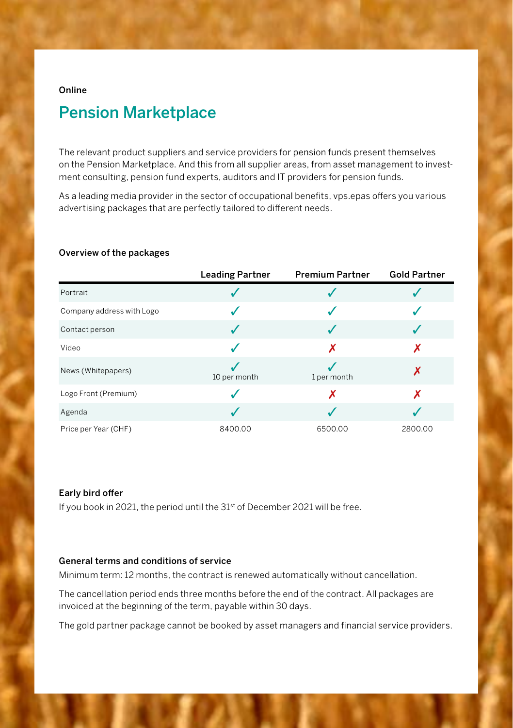Online

# Pension Marketplace

The relevant product suppliers and service providers for pension funds present themselves on the Pension Marketplace. And this from all supplier areas, from asset management to investment consulting, pension fund experts, auditors and IT providers for pension funds.

As a leading media provider in the sector of occupational benefits, vps.epas offers you various advertising packages that are perfectly tailored to different needs.

### Overview of the packages

| | Leading Partner | Premium Partner | Gold Partner |
|---|---|---|---|
| Portrait | ✓ | ✓ | ✓ |
| Company address with Logo | ✓ | ✓ | ✓ |
| Contact person | ✓ | ✓ | ✓ |
| Video | ✓ | ✗ | ✗ |
| News (Whitepapers) | ✓ 10 per month | ✓ 1 per month | ✗ |
| Logo Front (Premium) | ✓ | ✗ | ✗ |
| Agenda | ✓ | ✓ | ✓ |
| Price per Year (CHF) | 8400.00 | 6500.00 | 2800.00 |

### Early bird offer

If you book in 2021, the period until the 31st of December 2021 will be free.

### General terms and conditions of service

Minimum term: 12 months, the contract is renewed automatically without cancellation.

The cancellation period ends three months before the end of the contract. All packages are invoiced at the beginning of the term, payable within 30 days.

The gold partner package cannot be booked by asset managers and financial service providers.